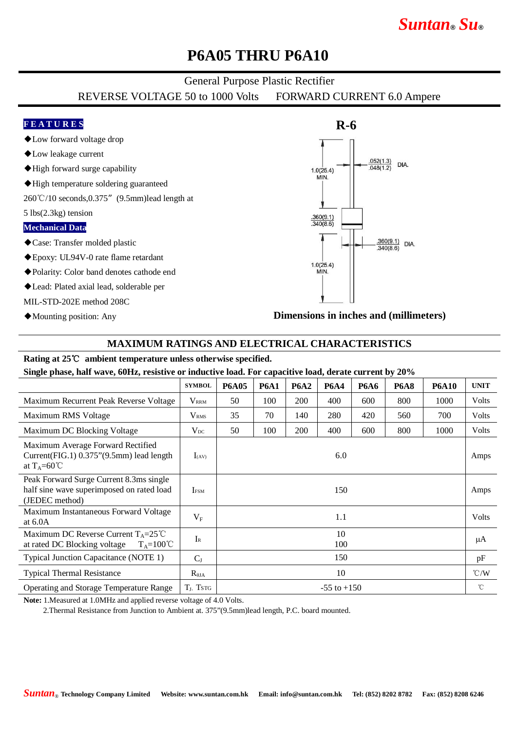# P6A05 THRU P6A10

General Purpose Plastic Rectifier

REVERSE VOLTAGE 50 to 1000 Volts  FORWARD CURRENT 6.0 Ampere

**FEATURES**

- ◆Low forward voltage drop
- ◆Low leakage current
- ◆High forward surge capability
- ◆High temperature soldering guaranteed 260℃/10 seconds,0.375”(9.5mm)lead length at 5 lbs(2.3kg) tension

**Mechanical Data**

- ◆Case: Transfer molded plastic
- ◆Epoxy: UL94V-0 rate flame retardant
- ◆Polarity: Color band denotes cathode end
- ◆Lead: Plated axial lead, solderable per MIL-STD-202E method 208C
- ◆Mounting position: Any

**R-6**

1.0(25.4) MIN.

.052(1.3) .048(1.2) DIA.

.360(9.1) .340(8.6)

.360(9.1) .340(8.6) DIA.

1.0(25.4) MIN.

**Dimensions in inches and (millimeters)**

## MAXIMUM RATINGS AND ELECTRICAL CHARACTERISTICS

**Rating at 25℃ ambient temperature unless otherwise specified.**

**Single phase, half wave, 60Hz, resistive or inductive load. For capacitive load, derate current by 20%**

| | SYMBOL | P6A05 | P6A1 | P6A2 | P6A4 | P6A6 | P6A8 | P6A10 | UNIT |
|---|---|---|---|---|---|---|---|---|---|
| Maximum Recurrent Peak Reverse Voltage | $V_{RRM}$ | 50 | 100 | 200 | 400 | 600 | 800 | 1000 | Volts |
| Maximum RMS Voltage | $V_{RMS}$ | 35 | 70 | 140 | 280 | 420 | 560 | 700 | Volts |
| Maximum DC Blocking Voltage | $V_{DC}$ | 50 | 100 | 200 | 400 | 600 | 800 | 1000 | Volts |
| Maximum Average Forward Rectified Current(FIG.1) 0.375”(9.5mm) lead length at $T_A$=60℃ | $I_{(AV)}$ | 6.0 | | | | | | | Amps |
| Peak Forward Surge Current 8.3ms single half sine wave superimposed on rated load (JEDEC method) | $I_{FSM}$ | 150 | | | | | | | Amps |
| Maximum Instantaneous Forward Voltage at 6.0A | $V_F$ | 1.1 | | | | | | | Volts |
| Maximum DC Reverse Current $T_A$=25℃ at rated DC Blocking voltage $T_A$=100℃ | $I_R$ | 10<br>100 | | | | | | | μA |
| Typical Junction Capacitance (NOTE 1) | $C_J$ | 150 | | | | | | | pF |
| Typical Thermal Resistance | $R_{\theta JA}$ | 10 | | | | | | | ℃/W |
| Operating and Storage Temperature Range | $T_J$, $T_{STG}$ | -55 to +150 | | | | | | | ℃ |

**Note:** 1.Measured at 1.0MHz and applied reverse voltage of 4.0 Volts.

2.Thermal Resistance from Junction to Ambient at. 375”(9.5mm)lead length, P.C. board mounted.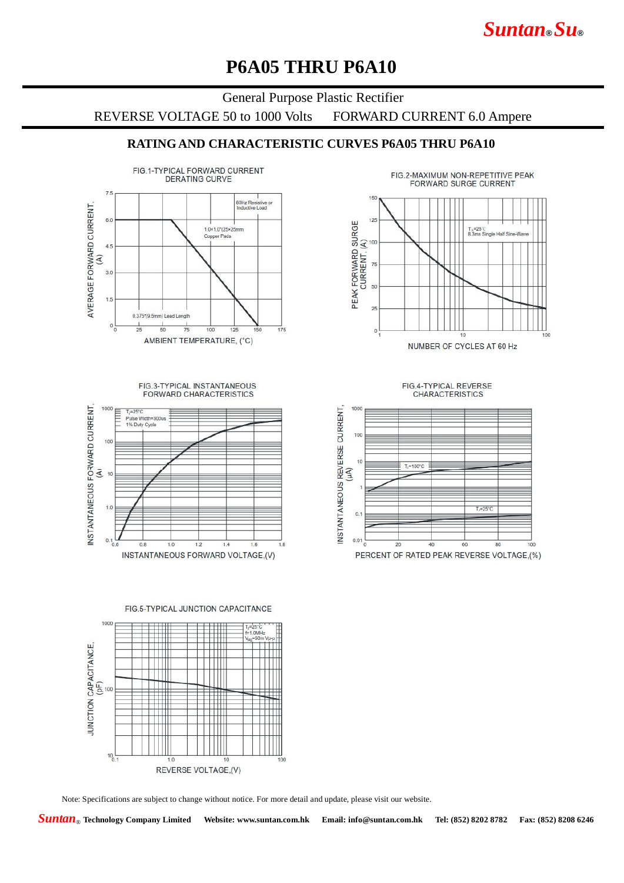# P6A05 THRU P6A10

General Purpose Plastic Rectifier

REVERSE VOLTAGE 50 to 1000 Volts FORWARD CURRENT 6.0 Ampere

## RATING AND CHARACTERISTIC CURVES P6A05 THRU P6A10

FIG.1-TYPICAL FORWARD CURRENT DERATING CURVE

AVERAGE FORWARD CURRENT, (A)

7.5
6.0
4.5
3.0
1.5
0

0 25 50 75 100 125 150 175

AMBIENT TEMPERATURE, (°C)

60Hz Resistive or Inductive Load

1.0×1.0"(25×25mm Copper Pads

0.375"(9.5mm) Lead Length

FIG.2-MAXIMUM NON-REPETITIVE PEAK FORWARD SURGE CURRENT

PEAK FORWARD SURGE CURRENT, (A)

150
125
100
75
50
25
0

1 10 100

NUMBER OF CYCLES AT 60 Hz

$T_A$=25°C
8.3ms Single Half Sine-Wave

FIG.3-TYPICAL INSTANTANEOUS FORWARD CHARACTERISTICS

INSTANTANEOUS FORWARD CURRENT, (A)

1000
100
10
1.0
0.1

0.6 0.8 1.0 1.2 1.4 1.6 1.8

INSTANTANEOUS FORWARD VOLTAGE,(V)

$T_J$=25°C
Pulse Width=300us
1% Duty Cycle

FIG.4-TYPICAL REVERSE CHARACTERISTICS

INSTANTANEOUS REVERSE CURRENT, (μA)

1000
100
10
1
0.1
0.01

0 20 40 60 80 100

PERCENT OF RATED PEAK REVERSE VOLTAGE,(%)

$T_J$=100°C

$T_J$=25°C

FIG.5-TYPICAL JUNCTION CAPACITANCE

JUNCTION CAPACITANCE, (pF)

1000
100
10

0.1 1.0 10 100

REVERSE VOLTAGE,(V)

$T_J$=25°C
f=1.0MHz
$V_{sig}$=50m Vp-p

Note: Specifications are subject to change without notice. For more detail and update, please visit our website.